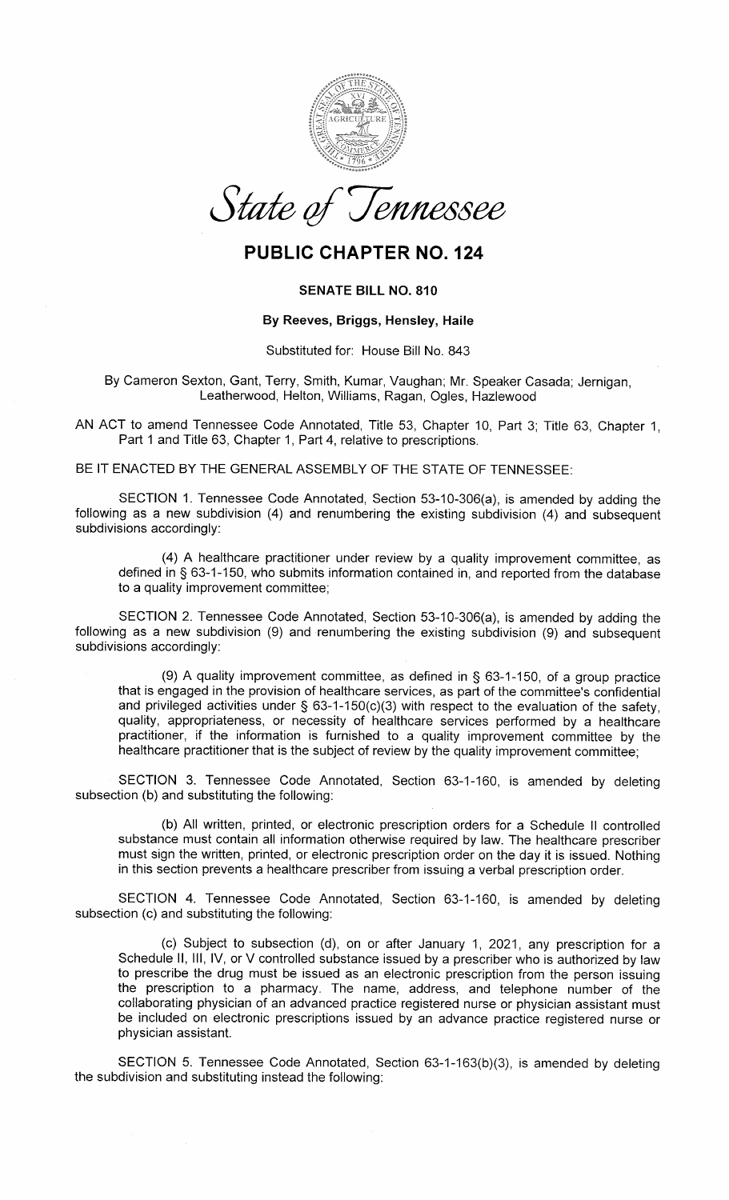*State of Tennessee*

# PUBLIC CHAPTER NO. 124

### SENATE BILL NO. 810

**By Reeves, Briggs, Hensley, Haile**

Substituted for: House Bill No. 843

By Cameron Sexton, Gant, Terry, Smith, Kumar, Vaughan; Mr. Speaker Casada; Jernigan, Leatherwood, Helton, Williams, Ragan, Ogles, Hazlewood

AN ACT to amend Tennessee Code Annotated, Title 53, Chapter 10, Part 3; Title 63, Chapter 1, Part 1 and Title 63, Chapter 1, Part 4, relative to prescriptions.

BE IT ENACTED BY THE GENERAL ASSEMBLY OF THE STATE OF TENNESSEE:

SECTION 1. Tennessee Code Annotated, Section 53-10-306(a), is amended by adding the following as a new subdivision (4) and renumbering the existing subdivision (4) and subsequent subdivisions accordingly:

(4) A healthcare practitioner under review by a quality improvement committee, as defined in § 63-1-150, who submits information contained in, and reported from the database to a quality improvement committee;

SECTION 2. Tennessee Code Annotated, Section 53-10-306(a), is amended by adding the following as a new subdivision (9) and renumbering the existing subdivision (9) and subsequent subdivisions accordingly:

(9) A quality improvement committee, as defined in § 63-1-150, of a group practice that is engaged in the provision of healthcare services, as part of the committee's confidential and privileged activities under § 63-1-150(c)(3) with respect to the evaluation of the safety, quality, appropriateness, or necessity of healthcare services performed by a healthcare practitioner, if the information is furnished to a quality improvement committee by the healthcare practitioner that is the subject of review by the quality improvement committee;

SECTION 3. Tennessee Code Annotated, Section 63-1-160, is amended by deleting subsection (b) and substituting the following:

(b) All written, printed, or electronic prescription orders for a Schedule II controlled substance must contain all information otherwise required by law. The healthcare prescriber must sign the written, printed, or electronic prescription order on the day it is issued. Nothing in this section prevents a healthcare prescriber from issuing a verbal prescription order.

SECTION 4. Tennessee Code Annotated, Section 63-1-160, is amended by deleting subsection (c) and substituting the following:

(c) Subject to subsection (d), on or after January 1, 2021, any prescription for a Schedule II, III, IV, or V controlled substance issued by a prescriber who is authorized by law to prescribe the drug must be issued as an electronic prescription from the person issuing the prescription to a pharmacy. The name, address, and telephone number of the collaborating physician of an advanced practice registered nurse or physician assistant must be included on electronic prescriptions issued by an advance practice registered nurse or physician assistant.

SECTION 5. Tennessee Code Annotated, Section 63-1-163(b)(3), is amended by deleting the subdivision and substituting instead the following: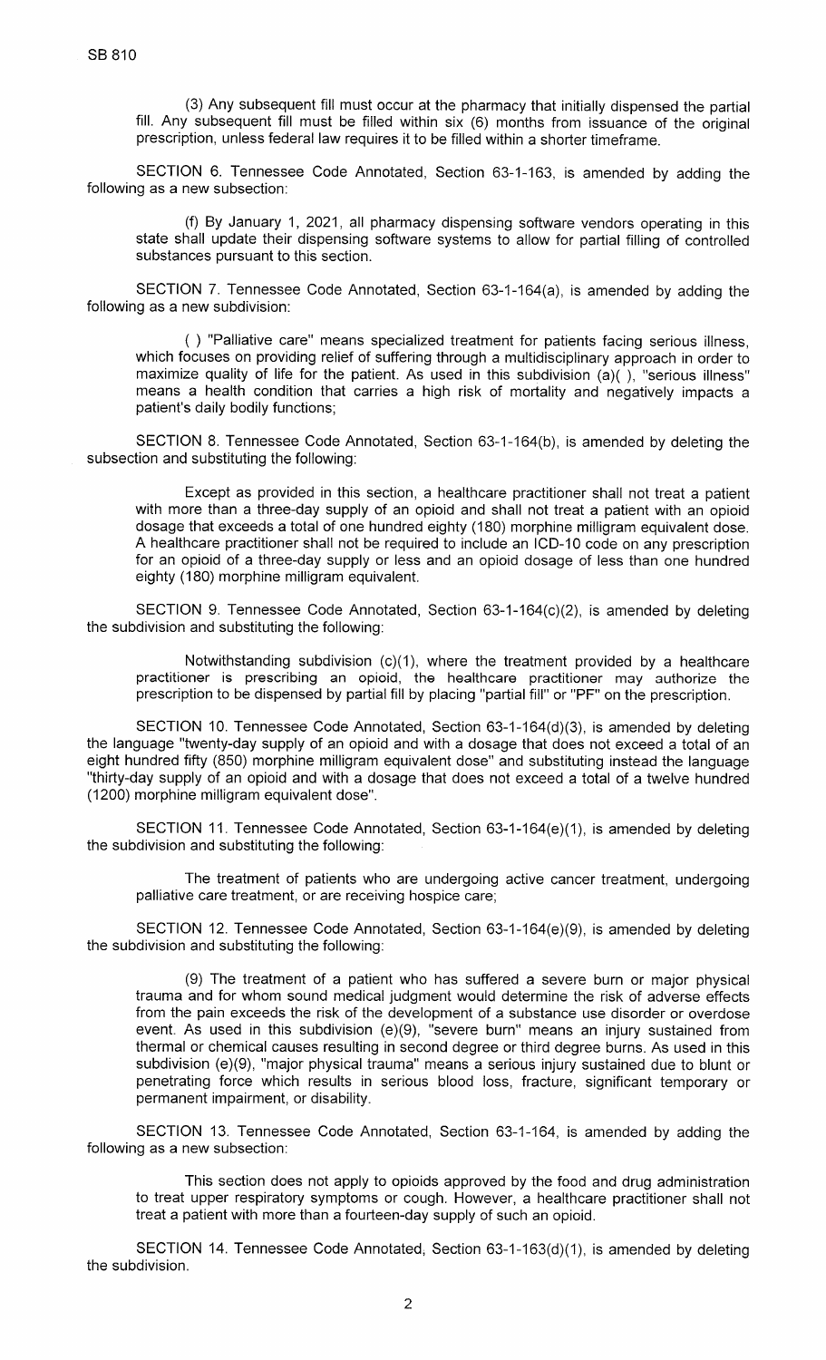(3) Any subsequent fill must occur at the pharmacy that initially dispensed the partial fill. Any subsequent fill must be filled within six (6) months from issuance of the original prescription, unless federal law requires it to be filled within a shorter timeframe.

SECTION 6. Tennessee Code Annotated, Section 63-1-163, is amended by adding the following as a new subsection:

(f) By January 1, 2021, all pharmacy dispensing software vendors operating in this state shall update their dispensing software systems to allow for partial filling of controlled substances pursuant to this section.

SECTION 7. Tennessee Code Annotated, Section 63-1-164(a), is amended by adding the following as a new subdivision:

( ) "Palliative care" means specialized treatment for patients facing serious illness, which focuses on providing relief of suffering through a multidisciplinary approach in order to maximize quality of life for the patient. As used in this subdivision (a)( ), "serious illness" means a health condition that carries a high risk of mortality and negatively impacts a patient's daily bodily functions;

SECTION 8. Tennessee Code Annotated, Section 63-1-164(b), is amended by deleting the subsection and substituting the following:

Except as provided in this section, a healthcare practitioner shall not treat a patient with more than a three-day supply of an opioid and shall not treat a patient with an opioid dosage that exceeds a total of one hundred eighty (180) morphine milligram equivalent dose. A healthcare practitioner shall not be required to include an ICD-10 code on any prescription for an opioid of a three-day supply or less and an opioid dosage of less than one hundred eighty (180) morphine milligram equivalent.

SECTION 9. Tennessee Code Annotated, Section 63-1-164(c)(2), is amended by deleting the subdivision and substituting the following:

Notwithstanding subdivision (c)(1), where the treatment provided by a healthcare practitioner is prescribing an opioid, the healthcare practitioner may authorize the prescription to be dispensed by partial fill by placing "partial fill" or "PF" on the prescription.

SECTION 10. Tennessee Code Annotated, Section 63-1-164(d)(3), is amended by deleting the language "twenty-day supply of an opioid and with a dosage that does not exceed a total of an eight hundred fifty (850) morphine milligram equivalent dose" and substituting instead the language "thirty-day supply of an opioid and with a dosage that does not exceed a total of a twelve hundred (1200) morphine milligram equivalent dose".

SECTION 11. Tennessee Code Annotated, Section 63-1-164(e)(1), is amended by deleting the subdivision and substituting the following:

The treatment of patients who are undergoing active cancer treatment, undergoing palliative care treatment, or are receiving hospice care;

SECTION 12. Tennessee Code Annotated, Section 63-1-164(e)(9), is amended by deleting the subdivision and substituting the following:

(9) The treatment of a patient who has suffered a severe burn or major physical trauma and for whom sound medical judgment would determine the risk of adverse effects from the pain exceeds the risk of the development of a substance use disorder or overdose event. As used in this subdivision (e)(9), "severe burn" means an injury sustained from thermal or chemical causes resulting in second degree or third degree burns. As used in this subdivision (e)(9), "major physical trauma" means a serious injury sustained due to blunt or penetrating force which results in serious blood loss, fracture, significant temporary or permanent impairment, or disability.

SECTION 13. Tennessee Code Annotated, Section 63-1-164, is amended by adding the following as a new subsection:

This section does not apply to opioids approved by the food and drug administration to treat upper respiratory symptoms or cough. However, a healthcare practitioner shall not treat a patient with more than a fourteen-day supply of such an opioid.

SECTION 14. Tennessee Code Annotated, Section 63-1-163(d)(1), is amended by deleting the subdivision.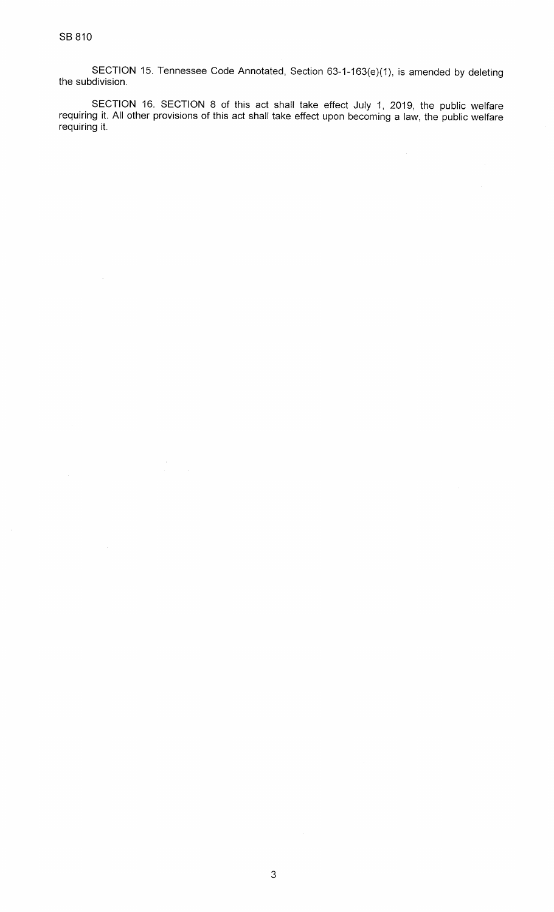SECTION 15. Tennessee Code Annotated, Section 63-1-163(e)(1), is amended by deleting the subdivision.

SECTION 16. SECTION 8 of this act shall take effect July 1, 2019, the public welfare requiring it. All other provisions of this act shall take effect upon becoming a law, the public welfare requiring it.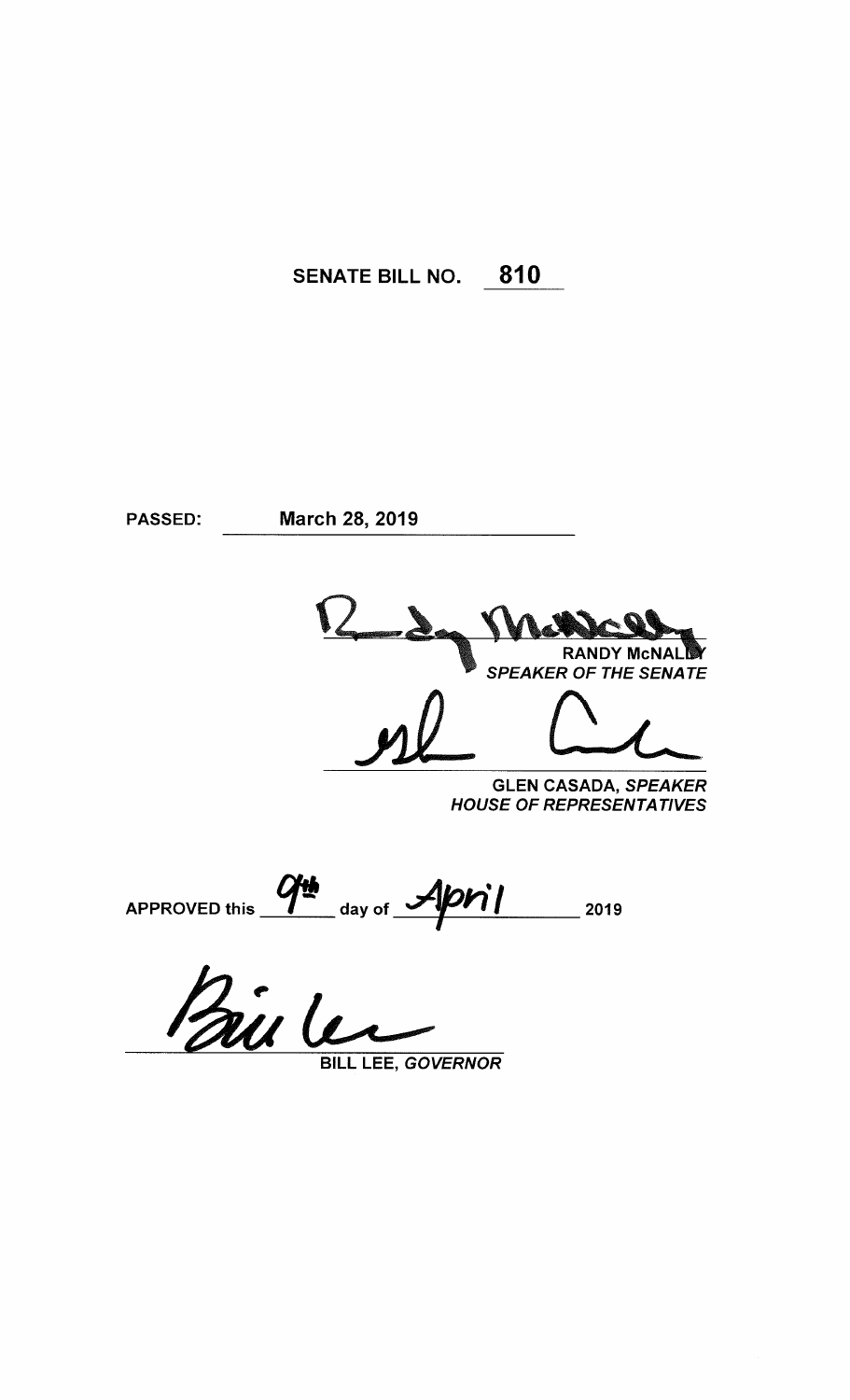**SENATE BILL NO. 810**

**PASSED:** March 28, 2019

RANDY McNALLY
*SPEAKER OF THE SENATE*

GLEN CASADA, *SPEAKER*
*HOUSE OF REPRESENTATIVES*

APPROVED this 9th day of April 2019

BILL LEE, *GOVERNOR*